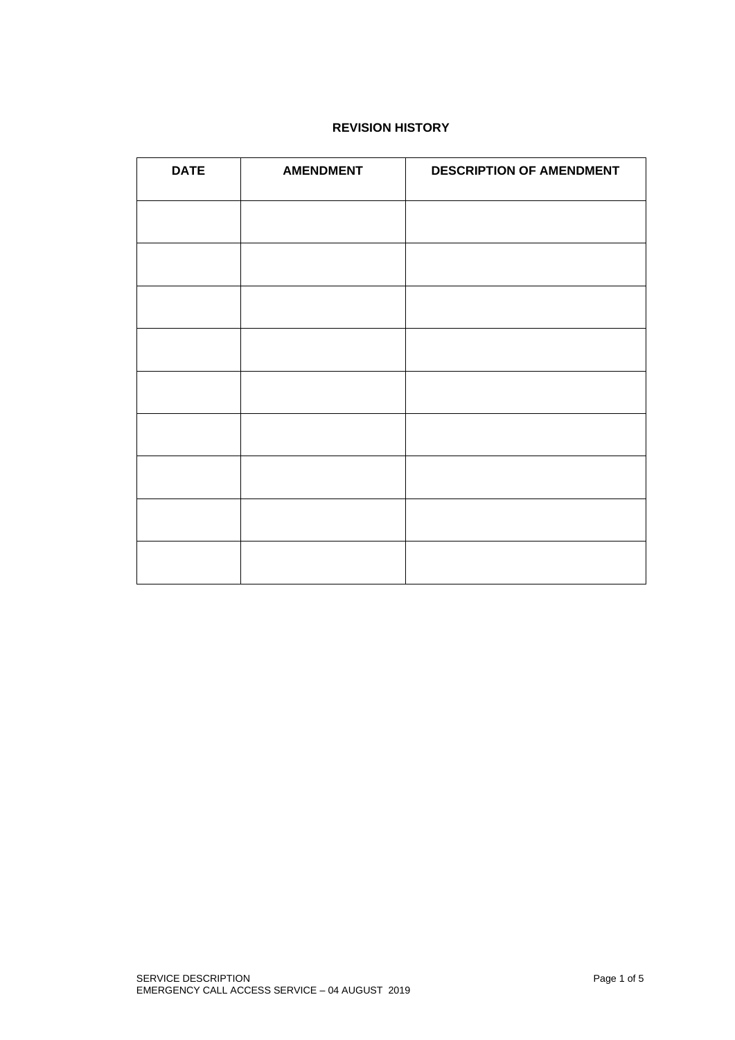**REVISION HISTORY**

| DATE | AMENDMENT | DESCRIPTION OF AMENDMENT |
|---|---|---|
| | | |
| | | |
| | | |
| | | |
| | | |
| | | |
| | | |
| | | |
| | | |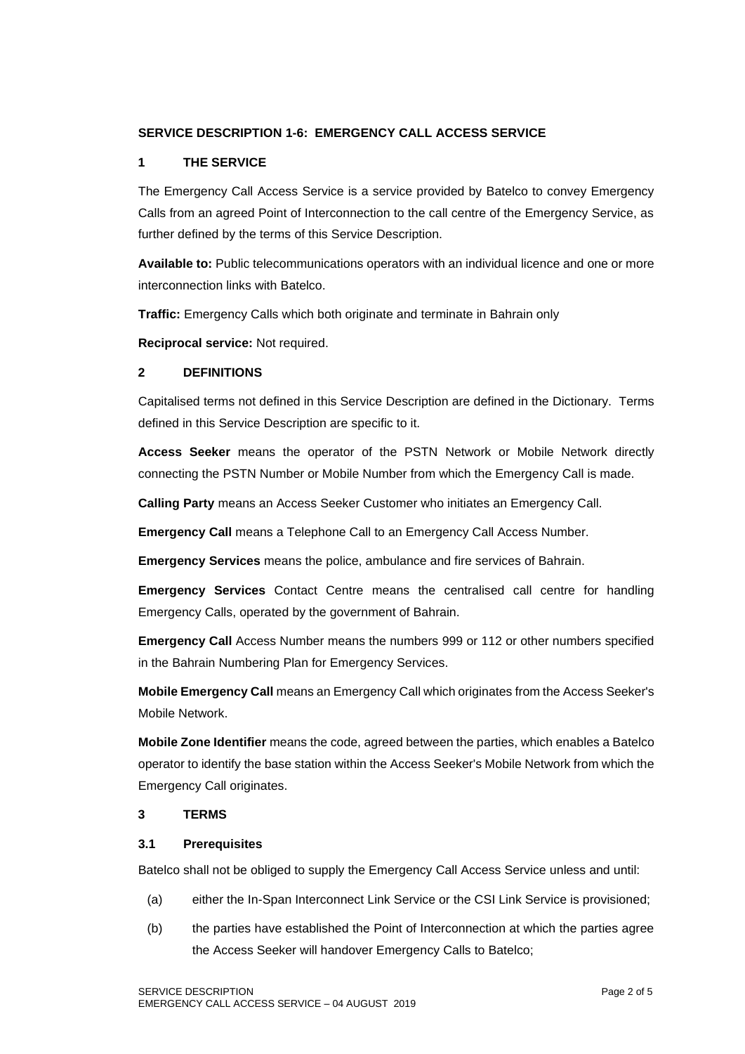## SERVICE DESCRIPTION 1-6: EMERGENCY CALL ACCESS SERVICE

### 1 THE SERVICE

The Emergency Call Access Service is a service provided by Batelco to convey Emergency Calls from an agreed Point of Interconnection to the call centre of the Emergency Service, as further defined by the terms of this Service Description.

**Available to:** Public telecommunications operators with an individual licence and one or more interconnection links with Batelco.

**Traffic:** Emergency Calls which both originate and terminate in Bahrain only

**Reciprocal service:** Not required.

### 2 DEFINITIONS

Capitalised terms not defined in this Service Description are defined in the Dictionary. Terms defined in this Service Description are specific to it.

**Access Seeker** means the operator of the PSTN Network or Mobile Network directly connecting the PSTN Number or Mobile Number from which the Emergency Call is made.

**Calling Party** means an Access Seeker Customer who initiates an Emergency Call.

**Emergency Call** means a Telephone Call to an Emergency Call Access Number.

**Emergency Services** means the police, ambulance and fire services of Bahrain.

**Emergency Services** Contact Centre means the centralised call centre for handling Emergency Calls, operated by the government of Bahrain.

**Emergency Call** Access Number means the numbers 999 or 112 or other numbers specified in the Bahrain Numbering Plan for Emergency Services.

**Mobile Emergency Call** means an Emergency Call which originates from the Access Seeker's Mobile Network.

**Mobile Zone Identifier** means the code, agreed between the parties, which enables a Batelco operator to identify the base station within the Access Seeker's Mobile Network from which the Emergency Call originates.

### 3 TERMS

#### 3.1 Prerequisites

Batelco shall not be obliged to supply the Emergency Call Access Service unless and until:

(a) either the In-Span Interconnect Link Service or the CSI Link Service is provisioned;

(b) the parties have established the Point of Interconnection at which the parties agree the Access Seeker will handover Emergency Calls to Batelco;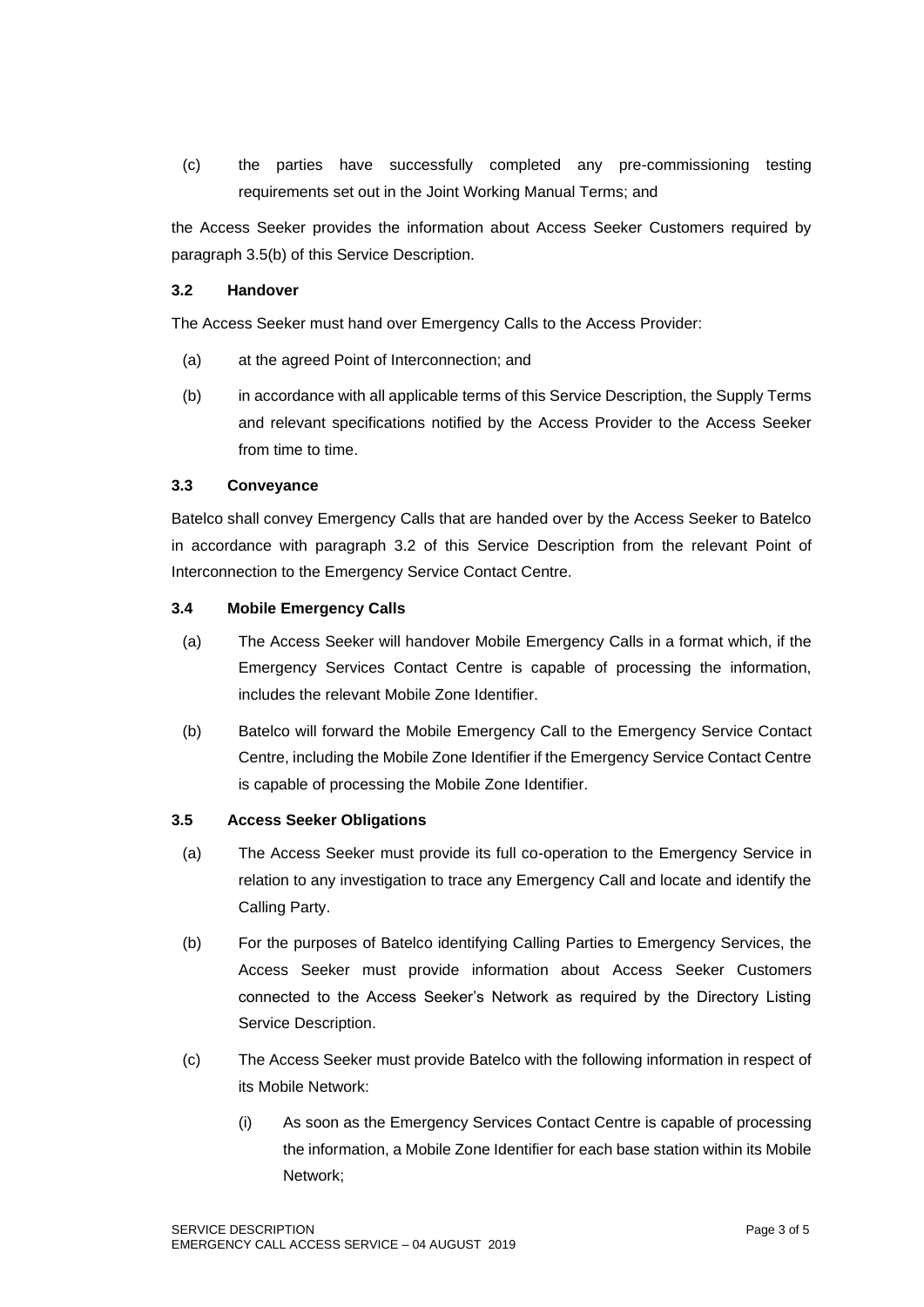(c) the parties have successfully completed any pre-commissioning testing requirements set out in the Joint Working Manual Terms; and

the Access Seeker provides the information about Access Seeker Customers required by paragraph 3.5(b) of this Service Description.

### 3.2 Handover

The Access Seeker must hand over Emergency Calls to the Access Provider:

(a) at the agreed Point of Interconnection; and

(b) in accordance with all applicable terms of this Service Description, the Supply Terms and relevant specifications notified by the Access Provider to the Access Seeker from time to time.

### 3.3 Conveyance

Batelco shall convey Emergency Calls that are handed over by the Access Seeker to Batelco in accordance with paragraph 3.2 of this Service Description from the relevant Point of Interconnection to the Emergency Service Contact Centre.

### 3.4 Mobile Emergency Calls

(a) The Access Seeker will handover Mobile Emergency Calls in a format which, if the Emergency Services Contact Centre is capable of processing the information, includes the relevant Mobile Zone Identifier.

(b) Batelco will forward the Mobile Emergency Call to the Emergency Service Contact Centre, including the Mobile Zone Identifier if the Emergency Service Contact Centre is capable of processing the Mobile Zone Identifier.

### 3.5 Access Seeker Obligations

(a) The Access Seeker must provide its full co-operation to the Emergency Service in relation to any investigation to trace any Emergency Call and locate and identify the Calling Party.

(b) For the purposes of Batelco identifying Calling Parties to Emergency Services, the Access Seeker must provide information about Access Seeker Customers connected to the Access Seeker's Network as required by the Directory Listing Service Description.

(c) The Access Seeker must provide Batelco with the following information in respect of its Mobile Network:

(i) As soon as the Emergency Services Contact Centre is capable of processing the information, a Mobile Zone Identifier for each base station within its Mobile Network;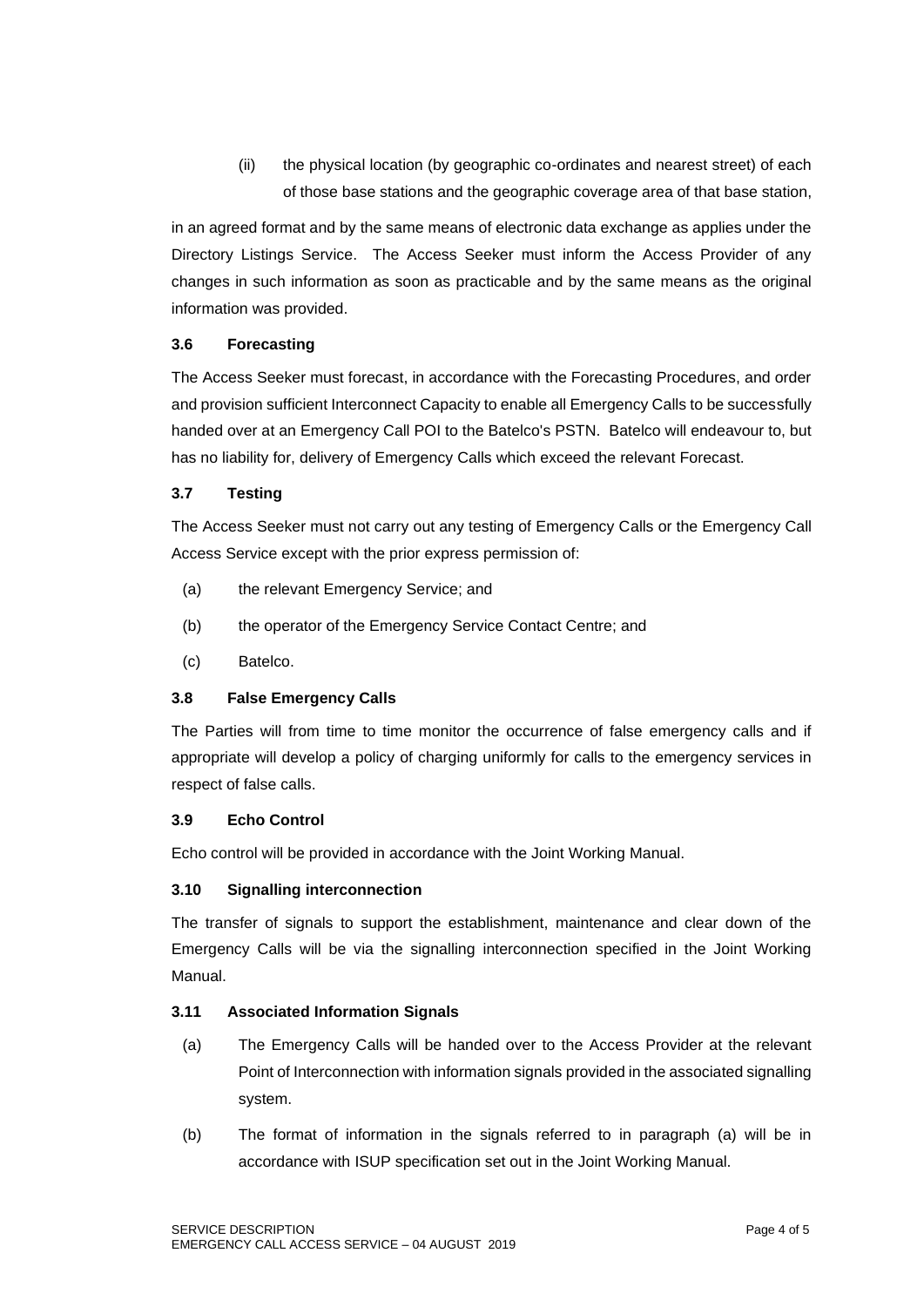(ii) the physical location (by geographic co-ordinates and nearest street) of each of those base stations and the geographic coverage area of that base station,

in an agreed format and by the same means of electronic data exchange as applies under the Directory Listings Service. The Access Seeker must inform the Access Provider of any changes in such information as soon as practicable and by the same means as the original information was provided.

### 3.6 Forecasting

The Access Seeker must forecast, in accordance with the Forecasting Procedures, and order and provision sufficient Interconnect Capacity to enable all Emergency Calls to be successfully handed over at an Emergency Call POI to the Batelco's PSTN. Batelco will endeavour to, but has no liability for, delivery of Emergency Calls which exceed the relevant Forecast.

### 3.7 Testing

The Access Seeker must not carry out any testing of Emergency Calls or the Emergency Call Access Service except with the prior express permission of:

(a) the relevant Emergency Service; and

(b) the operator of the Emergency Service Contact Centre; and

(c) Batelco.

### 3.8 False Emergency Calls

The Parties will from time to time monitor the occurrence of false emergency calls and if appropriate will develop a policy of charging uniformly for calls to the emergency services in respect of false calls.

### 3.9 Echo Control

Echo control will be provided in accordance with the Joint Working Manual.

### 3.10 Signalling interconnection

The transfer of signals to support the establishment, maintenance and clear down of the Emergency Calls will be via the signalling interconnection specified in the Joint Working Manual.

### 3.11 Associated Information Signals

(a) The Emergency Calls will be handed over to the Access Provider at the relevant Point of Interconnection with information signals provided in the associated signalling system.

(b) The format of information in the signals referred to in paragraph (a) will be in accordance with ISUP specification set out in the Joint Working Manual.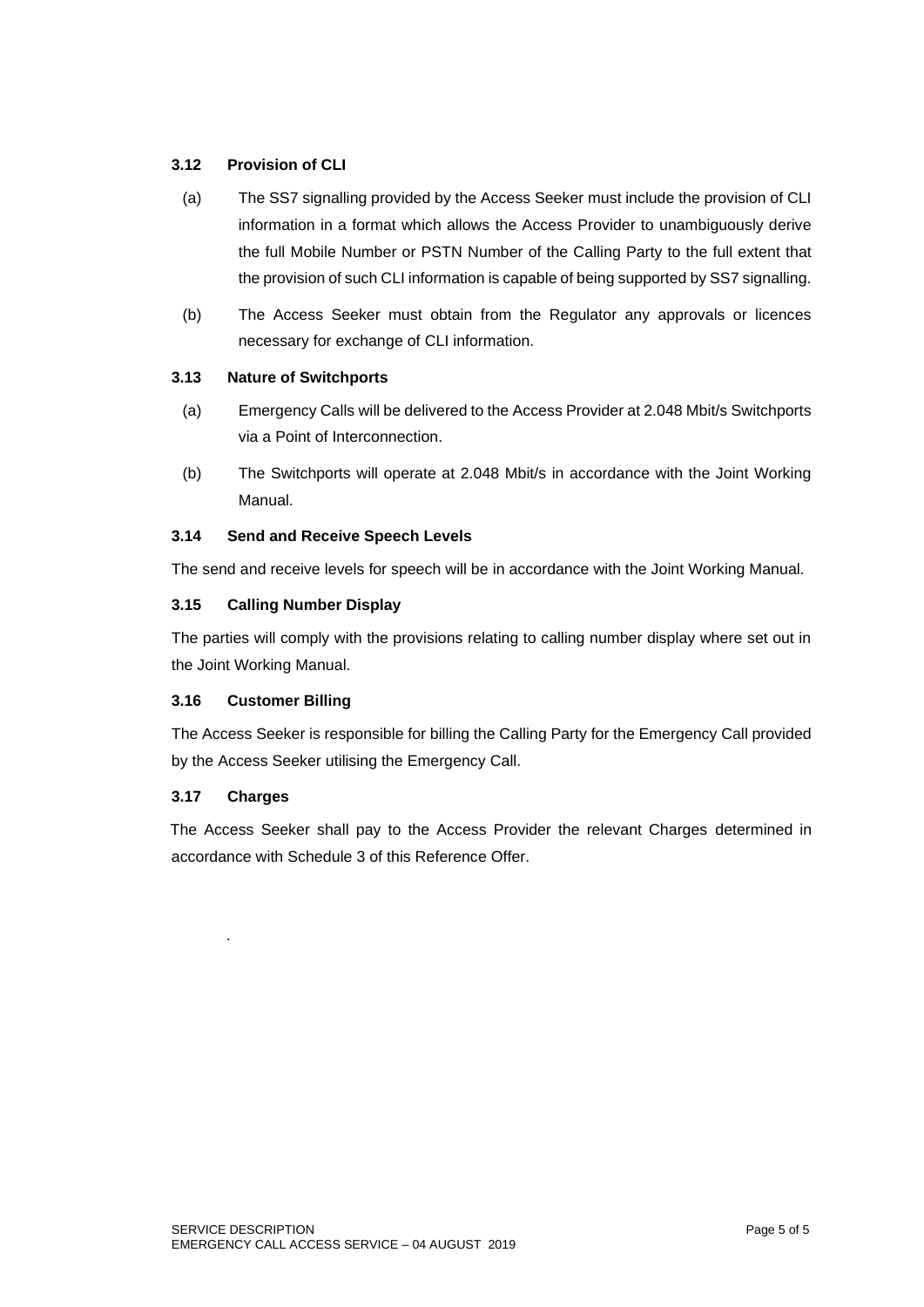### 3.12 Provision of CLI

(a) The SS7 signalling provided by the Access Seeker must include the provision of CLI information in a format which allows the Access Provider to unambiguously derive the full Mobile Number or PSTN Number of the Calling Party to the full extent that the provision of such CLI information is capable of being supported by SS7 signalling.

(b) The Access Seeker must obtain from the Regulator any approvals or licences necessary for exchange of CLI information.

### 3.13 Nature of Switchports

(a) Emergency Calls will be delivered to the Access Provider at 2.048 Mbit/s Switchports via a Point of Interconnection.

(b) The Switchports will operate at 2.048 Mbit/s in accordance with the Joint Working Manual.

### 3.14 Send and Receive Speech Levels

The send and receive levels for speech will be in accordance with the Joint Working Manual.

### 3.15 Calling Number Display

The parties will comply with the provisions relating to calling number display where set out in the Joint Working Manual.

### 3.16 Customer Billing

The Access Seeker is responsible for billing the Calling Party for the Emergency Call provided by the Access Seeker utilising the Emergency Call.

### 3.17 Charges

The Access Seeker shall pay to the Access Provider the relevant Charges determined in accordance with Schedule 3 of this Reference Offer.

.